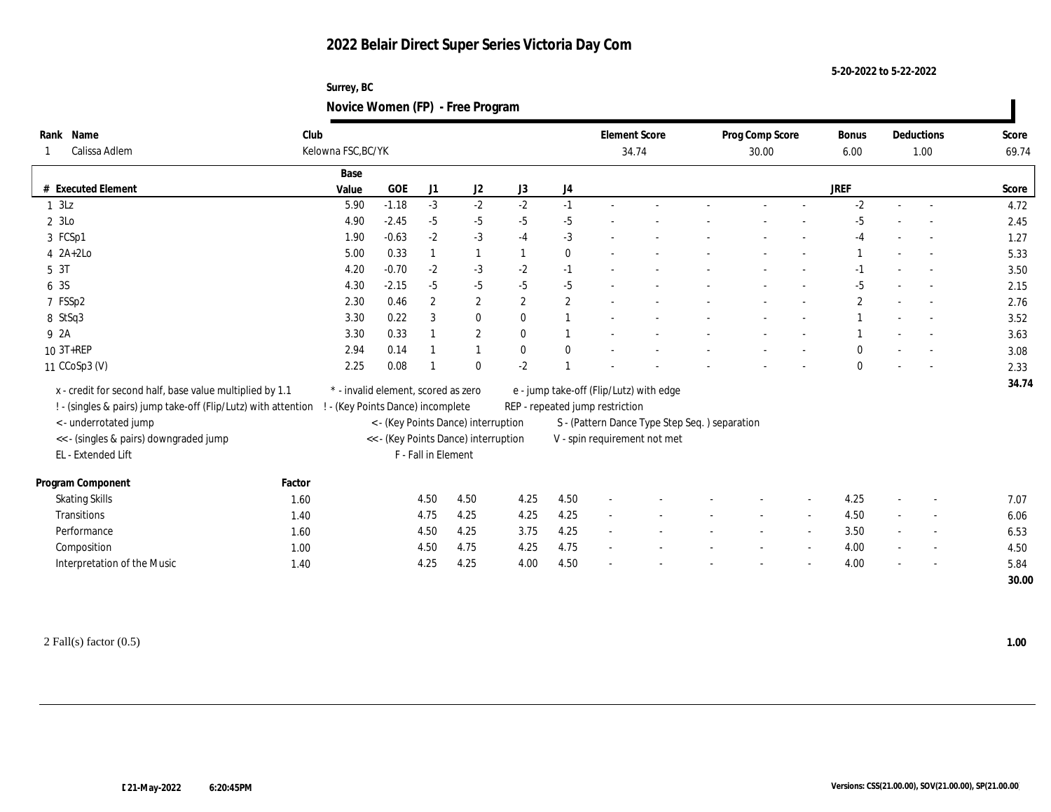# 2022 Belair Direct Super Series Victoria Day Com

5-20-2022 to 5-22-2022

Surrey, BC

## Novice Women (FP) - Free Program

| Rank | Name | Club | Element Score | Prog Comp Score | Bonus | Deductions | Score |
|---|---|---|---|---|---|---|---|
| 1 | Calissa Adlem | Kelowna FSC,BC/YK | 34.74 | 30.00 | 6.00 | 1.00 | 69.74 |

| # | Executed Element | Base Value | GOE | J1 | J2 | J3 | J4 | | | | | | JREF | | | Score |
|---|---|---|---|---|---|---|---|---|---|---|---|---|---|---|---|---|
| 1 | 3Lz | 5.90 | -1.18 | -3 | -2 | -2 | -1 | - | - | - | - | - | -2 | - | - | 4.72 |
| 2 | 3Lo | 4.90 | -2.45 | -5 | -5 | -5 | -5 | - | - | - | - | - | -5 | - | - | 2.45 |
| 3 | FCSp1 | 1.90 | -0.63 | -2 | -3 | -4 | -3 | - | - | - | - | - | -4 | - | - | 1.27 |
| 4 | 2A+2Lo | 5.00 | 0.33 | 1 | 1 | 1 | 0 | - | - | - | - | - | 1 | - | - | 5.33 |
| 5 | 3T | 4.20 | -0.70 | -2 | -3 | -2 | -1 | - | - | - | - | - | -1 | - | - | 3.50 |
| 6 | 3S | 4.30 | -2.15 | -5 | -5 | -5 | -5 | - | - | - | - | - | -5 | - | - | 2.15 |
| 7 | FSSp2 | 2.30 | 0.46 | 2 | 2 | 2 | 2 | - | - | - | - | - | 2 | - | - | 2.76 |
| 8 | StSq3 | 3.30 | 0.22 | 3 | 0 | 0 | 1 | - | - | - | - | - | 1 | - | - | 3.52 |
| 9 | 2A | 3.30 | 0.33 | 1 | 2 | 0 | 1 | - | - | - | - | - | 1 | - | - | 3.63 |
| 10 | 3T+REP | 2.94 | 0.14 | 1 | 1 | 0 | 0 | - | - | - | - | - | 0 | - | - | 3.08 |
| 11 | CCoSp3 (V) | 2.25 | 0.08 | 1 | 0 | -2 | 1 | - | - | - | - | - | 0 | - | - | 2.33 |
| | | | | | | | | | | | | | | | | 34.74 |

x - credit for second half, base value multiplied by 1.1
! - (singles & pairs) jump take-off (Flip/Lutz) with attention
< - underrotated jump
<< - (singles & pairs) downgraded jump
EL - Extended Lift
\* - invalid element, scored as zero
! - (Key Points Dance) incomplete
< - (Key Points Dance) interruption
<< - (Key Points Dance) interruption
F - Fall in Element
e - jump take-off (Flip/Lutz) with edge
REP - repeated jump restriction
S - (Pattern Dance Type Step Seq. ) separation
V - spin requirement not met

| Program Component | Factor | J1 | J2 | J3 | J4 | | | | | | JREF | | | Score |
|---|---|---|---|---|---|---|---|---|---|---|---|---|---|---|
| Skating Skills | 1.60 | 4.50 | 4.50 | 4.25 | 4.50 | - | - | - | - | - | 4.25 | - | - | 7.07 |
| Transitions | 1.40 | 4.75 | 4.25 | 4.25 | 4.25 | - | - | - | - | - | 4.50 | - | - | 6.06 |
| Performance | 1.60 | 4.50 | 4.25 | 3.75 | 4.25 | - | - | - | - | - | 3.50 | - | - | 6.53 |
| Composition | 1.00 | 4.50 | 4.75 | 4.25 | 4.75 | - | - | - | - | - | 4.00 | - | - | 4.50 |
| Interpretation of the Music | 1.40 | 4.25 | 4.25 | 4.00 | 4.50 | - | - | - | - | - | 4.00 | - | - | 5.84 |
| | | | | | | | | | | | | | | 30.00 |

2 Fall(s) factor (0.5) **1.00**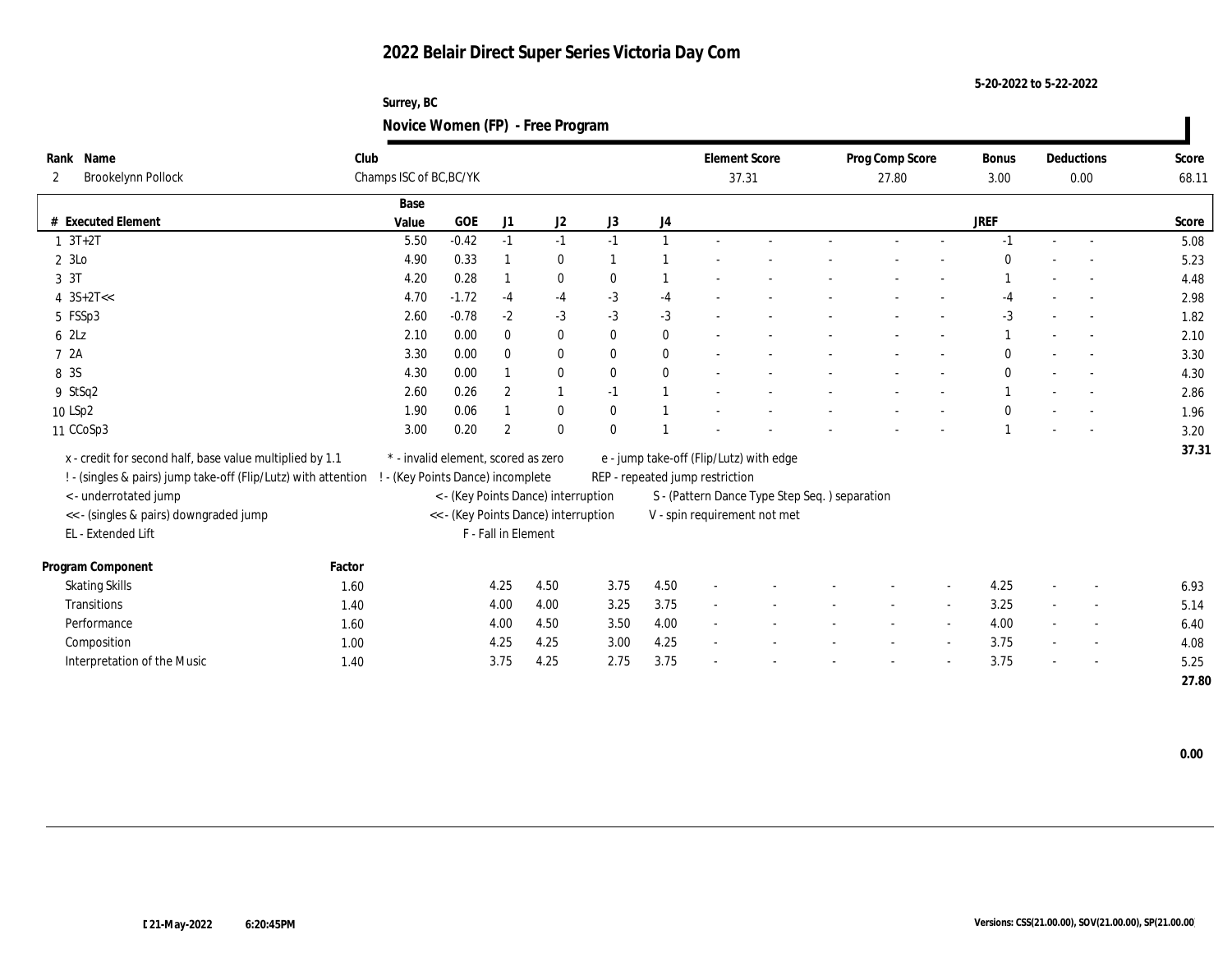# 2022 Belair Direct Super Series Victoria Day Com

5-20-2022 to 5-22-2022

Surrey, BC

## Novice Women (FP) - Free Program

| Rank | Name | Club | Element Score | Prog Comp Score | Bonus | Deductions | Score |
|---|---|---|---|---|---|---|---|
| 2 | Brookelynn Pollock | Champs ISC of BC,BC/YK | 37.31 | 27.80 | 3.00 | 0.00 | 68.11 |

| # | Executed Element | Base Value | GOE | J1 | J2 | J3 | J4 | | | | | | | JREF | | | Score |
|---|---|---|---|---|---|---|---|---|---|---|---|---|---|---|---|---|---|
| 1 | 3T+2T | 5.50 | -0.42 | -1 | -1 | -1 | 1 | - | - | - | - | - | - | -1 | - | - | 5.08 |
| 2 | 3Lo | 4.90 | 0.33 | 1 | 0 | 1 | 1 | - | - | - | - | - | - | 0 | - | - | 5.23 |
| 3 | 3T | 4.20 | 0.28 | 1 | 0 | 0 | 1 | - | - | - | - | - | - | 1 | - | - | 4.48 |
| 4 | 3S+2T<< | 4.70 | -1.72 | -4 | -4 | -3 | -4 | - | - | - | - | - | - | -4 | - | - | 2.98 |
| 5 | FSSp3 | 2.60 | -0.78 | -2 | -3 | -3 | -3 | - | - | - | - | - | - | -3 | - | - | 1.82 |
| 6 | 2Lz | 2.10 | 0.00 | 0 | 0 | 0 | 0 | - | - | - | - | - | - | 1 | - | - | 2.10 |
| 7 | 2A | 3.30 | 0.00 | 0 | 0 | 0 | 0 | - | - | - | - | - | - | 0 | - | - | 3.30 |
| 8 | 3S | 4.30 | 0.00 | 1 | 0 | 0 | 0 | - | - | - | - | - | - | 0 | - | - | 4.30 |
| 9 | StSq2 | 2.60 | 0.26 | 2 | 1 | -1 | 1 | - | - | - | - | - | - | 1 | - | - | 2.86 |
| 10 | LSp2 | 1.90 | 0.06 | 1 | 0 | 0 | 1 | - | - | - | - | - | - | 0 | - | - | 1.96 |
| 11 | CCoSp3 | 3.00 | 0.20 | 2 | 0 | 0 | 1 | - | - | - | - | - | - | 1 | - | - | 3.20 |
| | | | | | | | | | | | | | | | | | 37.31 |

x - credit for second half, base value multiplied by 1.1
! - (singles & pairs) jump take-off (Flip/Lutz) with attention
< - underrotated jump
<< - (singles & pairs) downgraded jump
EL - Extended Lift
* - invalid element, scored as zero
! - (Key Points Dance) incomplete
< - (Key Points Dance) interruption
<< - (Key Points Dance) interruption
F - Fall in Element
e - jump take-off (Flip/Lutz) with edge
REP - repeated jump restriction
S - (Pattern Dance Type Step Seq. ) separation
V - spin requirement not met

| Program Component | Factor | J1 | J2 | J3 | J4 | | | | | | | JREF | | | Score |
|---|---|---|---|---|---|---|---|---|---|---|---|---|---|---|---|
| Skating Skills | 1.60 | 4.25 | 4.50 | 3.75 | 4.50 | - | - | - | - | - | - | 4.25 | - | - | 6.93 |
| Transitions | 1.40 | 4.00 | 4.00 | 3.25 | 3.75 | - | - | - | - | - | - | 3.25 | - | - | 5.14 |
| Performance | 1.60 | 4.00 | 4.50 | 3.50 | 4.00 | - | - | - | - | - | - | 4.00 | - | - | 6.40 |
| Composition | 1.00 | 4.25 | 4.25 | 3.00 | 4.25 | - | - | - | - | - | - | 3.75 | - | - | 4.08 |
| Interpretation of the Music | 1.40 | 3.75 | 4.25 | 2.75 | 3.75 | - | - | - | - | - | - | 3.75 | - | - | 5.25 |
| | | | | | | | | | | | | | | | 27.80 |

0.00

21-May-2022 6:20:45PM

Versions: CSS(21.00.00), SOV(21.00.00), SP(21.00.00)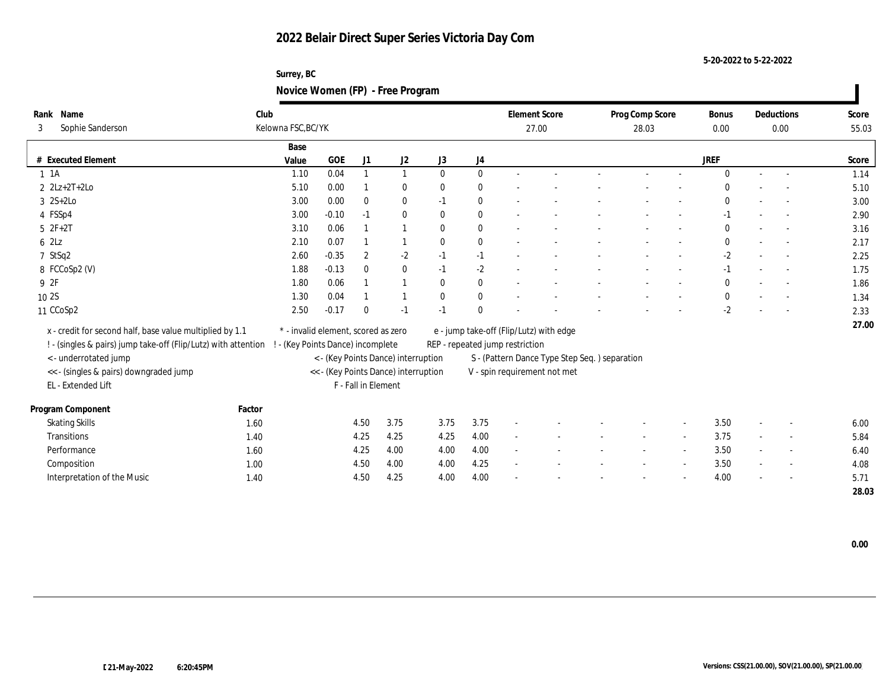# 2022 Belair Direct Super Series Victoria Day Com

5-20-2022 to 5-22-2022

Surrey, BC

**Novice Women (FP) - Free Program**

| Rank | Name | Club | Element Score | Prog Comp Score | Bonus | Deductions | Score |
|---|---|---|---|---|---|---|---|
| 3 | Sophie Sanderson | Kelowna FSC,BC/YK | 27.00 | 28.03 | 0.00 | 0.00 | 55.03 |

| # | Executed Element | Base Value | GOE | J1 | J2 | J3 | J4 | | | | | | JREF | | | Score |
|---|---|---|---|---|---|---|---|---|---|---|---|---|---|---|---|---|
| 1 | 1A | 1.10 | 0.04 | 1 | 1 | 0 | 0 | - | - | - | - | - | 0 | - | - | 1.14 |
| 2 | 2Lz+2T+2Lo | 5.10 | 0.00 | 1 | 0 | 0 | 0 | - | - | - | - | - | 0 | - | - | 5.10 |
| 3 | 2S+2Lo | 3.00 | 0.00 | 0 | 0 | -1 | 0 | - | - | - | - | - | 0 | - | - | 3.00 |
| 4 | FSSp4 | 3.00 | -0.10 | -1 | 0 | 0 | 0 | - | - | - | - | - | -1 | - | - | 2.90 |
| 5 | 2F+2T | 3.10 | 0.06 | 1 | 1 | 0 | 0 | - | - | - | - | - | 0 | - | - | 3.16 |
| 6 | 2Lz | 2.10 | 0.07 | 1 | 1 | 0 | 0 | - | - | - | - | - | 0 | - | - | 2.17 |
| 7 | StSq2 | 2.60 | -0.35 | 2 | -2 | -1 | -1 | - | - | - | - | - | -2 | - | - | 2.25 |
| 8 | FCCoSp2 (V) | 1.88 | -0.13 | 0 | 0 | -1 | -2 | - | - | - | - | - | -1 | - | - | 1.75 |
| 9 | 2F | 1.80 | 0.06 | 1 | 1 | 0 | 0 | - | - | - | - | - | 0 | - | - | 1.86 |
| 10 | 2S | 1.30 | 0.04 | 1 | 1 | 0 | 0 | - | - | - | - | - | 0 | - | - | 1.34 |
| 11 | CCoSp2 | 2.50 | -0.17 | 0 | -1 | -1 | 0 | - | - | - | - | - | -2 | - | - | 2.33 |
| | | | | | | | | | | | | | | | | 27.00 |

x - credit for second half, base value multiplied by 1.1
! - (singles & pairs) jump take-off (Flip/Lutz) with attention
< - underrotated jump
<< - (singles & pairs) downgraded jump
EL - Extended Lift
\* - invalid element, scored as zero
! - (Key Points Dance) incomplete
< - (Key Points Dance) interruption
<< - (Key Points Dance) interruption
F - Fall in Element
e - jump take-off (Flip/Lutz) with edge
REP - repeated jump restriction
S - (Pattern Dance Type Step Seq. ) separation
V - spin requirement not met

| Program Component | Factor | J1 | J2 | J3 | J4 | | | | | | JREF | | | Score |
|---|---|---|---|---|---|---|---|---|---|---|---|---|---|---|
| Skating Skills | 1.60 | 4.50 | 3.75 | 3.75 | 3.75 | - | - | - | - | - | 3.50 | - | - | 6.00 |
| Transitions | 1.40 | 4.25 | 4.25 | 4.25 | 4.00 | - | - | - | - | - | 3.75 | - | - | 5.84 |
| Performance | 1.60 | 4.25 | 4.00 | 4.00 | 4.00 | - | - | - | - | - | 3.50 | - | - | 6.40 |
| Composition | 1.00 | 4.50 | 4.00 | 4.00 | 4.25 | - | - | - | - | - | 3.50 | - | - | 4.08 |
| Interpretation of the Music | 1.40 | 4.50 | 4.25 | 4.00 | 4.00 | - | - | - | - | - | 4.00 | - | - | 5.71 |
| | | | | | | | | | | | | | | 28.03 |

0.00

21-May-2022 6:20:45PM

Versions: CSS(21.00.00), SOV(21.00.00), SP(21.00.00)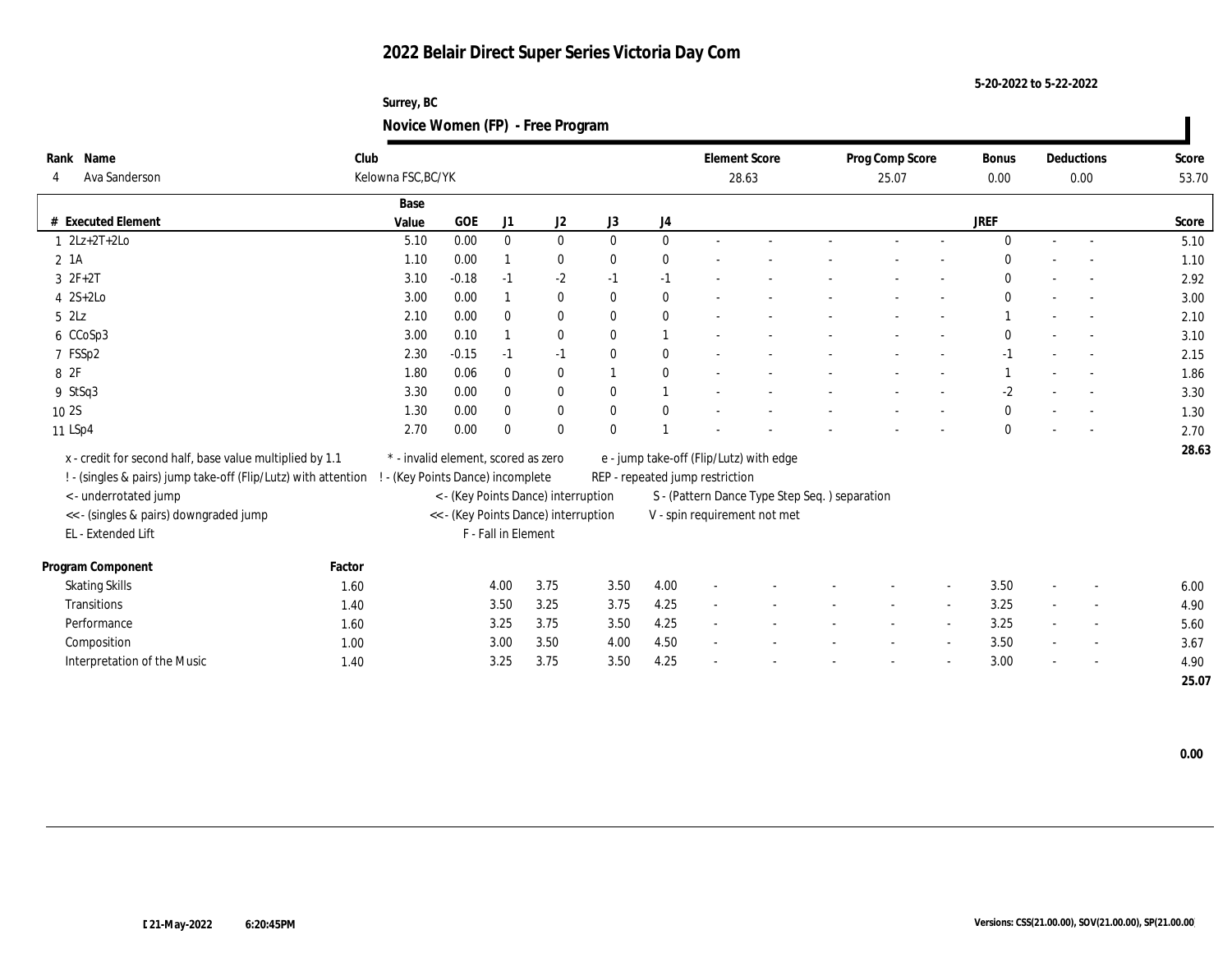# 2022 Belair Direct Super Series Victoria Day Com

5-20-2022 to 5-22-2022

Surrey, BC

## Novice Women (FP) - Free Program

| Rank | Name | Club | Element Score | Prog Comp Score | Bonus | Deductions | Score |
|---|---|---|---|---|---|---|---|
| 4 | Ava Sanderson | Kelowna FSC,BC/YK | 28.63 | 25.07 | 0.00 | 0.00 | 53.70 |

| # | Executed Element | Base Value | GOE | J1 | J2 | J3 | J4 | | | | | | JREF | | | Score |
|---|---|---|---|---|---|---|---|---|---|---|---|---|---|---|---|---|
| 1 | 2Lz+2T+2Lo | 5.10 | 0.00 | 0 | 0 | 0 | 0 | - | - | - | - | - | 0 | - | - | 5.10 |
| 2 | 1A | 1.10 | 0.00 | 1 | 0 | 0 | 0 | - | - | - | - | - | 0 | - | - | 1.10 |
| 3 | 2F+2T | 3.10 | -0.18 | -1 | -2 | -1 | -1 | - | - | - | - | - | 0 | - | - | 2.92 |
| 4 | 2S+2Lo | 3.00 | 0.00 | 1 | 0 | 0 | 0 | - | - | - | - | - | 0 | - | - | 3.00 |
| 5 | 2Lz | 2.10 | 0.00 | 0 | 0 | 0 | 0 | - | - | - | - | - | 1 | - | - | 2.10 |
| 6 | CCoSp3 | 3.00 | 0.10 | 1 | 0 | 0 | 1 | - | - | - | - | - | 0 | - | - | 3.10 |
| 7 | FSSp2 | 2.30 | -0.15 | -1 | -1 | 0 | 0 | - | - | - | - | - | -1 | - | - | 2.15 |
| 8 | 2F | 1.80 | 0.06 | 0 | 0 | 1 | 0 | - | - | - | - | - | 1 | - | - | 1.86 |
| 9 | StSq3 | 3.30 | 0.00 | 0 | 0 | 0 | 1 | - | - | - | - | - | -2 | - | - | 3.30 |
| 10 | 2S | 1.30 | 0.00 | 0 | 0 | 0 | 0 | - | - | - | - | - | 0 | - | - | 1.30 |
| 11 | LSp4 | 2.70 | 0.00 | 0 | 0 | 0 | 1 | - | - | - | - | - | 0 | - | - | 2.70 |
| | | | | | | | | | | | | | | | | 28.63 |

x - credit for second half, base value multiplied by 1.1
! - (singles & pairs) jump take-off (Flip/Lutz) with attention
< - underrotated jump
<< - (singles & pairs) downgraded jump
EL - Extended Lift
* - invalid element, scored as zero
! - (Key Points Dance) incomplete
< - (Key Points Dance) interruption
<< - (Key Points Dance) interruption
F - Fall in Element
e - jump take-off (Flip/Lutz) with edge
REP - repeated jump restriction
S - (Pattern Dance Type Step Seq. ) separation
V - spin requirement not met

| Program Component | Factor | J1 | J2 | J3 | J4 | | | | | | JREF | | | Score |
|---|---|---|---|---|---|---|---|---|---|---|---|---|---|---|
| Skating Skills | 1.60 | 4.00 | 3.75 | 3.50 | 4.00 | - | - | - | - | - | 3.50 | - | - | 6.00 |
| Transitions | 1.40 | 3.50 | 3.25 | 3.75 | 4.25 | - | - | - | - | - | 3.25 | - | - | 4.90 |
| Performance | 1.60 | 3.25 | 3.75 | 3.50 | 4.25 | - | - | - | - | - | 3.25 | - | - | 5.60 |
| Composition | 1.00 | 3.00 | 3.50 | 4.00 | 4.50 | - | - | - | - | - | 3.50 | - | - | 3.67 |
| Interpretation of the Music | 1.40 | 3.25 | 3.75 | 3.50 | 4.25 | - | - | - | - | - | 3.00 | - | - | 4.90 |
| | | | | | | | | | | | | | | 25.07 |

0.00

21-May-2022 6:20:45PM

Versions: CSS(21.00.00), SOV(21.00.00), SP(21.00.00)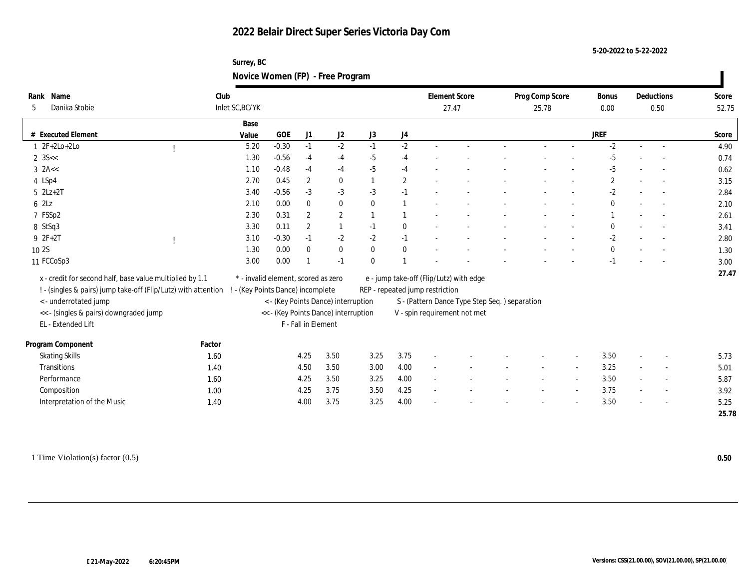# 2022 Belair Direct Super Series Victoria Day Com

5-20-2022 to 5-22-2022

Surrey, BC

## Novice Women (FP) - Free Program

| Rank | Name | Club | Element Score | Prog Comp Score | Bonus | Deductions | Score |
|---|---|---|---|---|---|---|---|
| 5 | Danika Stobie | Inlet SC,BC/YK | 27.47 | 25.78 | 0.00 | 0.50 | 52.75 |

| # | Executed Element | | Base Value | GOE | J1 | J2 | J3 | J4 | | | | | | JREF | | | Score |
|---|---|---|---|---|---|---|---|---|---|---|---|---|---|---|---|---|---|
| 1 | 2F+2Lo+2Lo | ! | 5.20 | -0.30 | -1 | -2 | -1 | -2 | - | - | - | - | - | -2 | - | - | 4.90 |
| 2 | 3S<< | | 1.30 | -0.56 | -4 | -4 | -5 | -4 | - | - | - | - | - | -5 | - | - | 0.74 |
| 3 | 2A<< | | 1.10 | -0.48 | -4 | -4 | -5 | -4 | - | - | - | - | - | -5 | - | - | 0.62 |
| 4 | LSp4 | | 2.70 | 0.45 | 2 | 0 | 1 | 2 | - | - | - | - | - | 2 | - | - | 3.15 |
| 5 | 2Lz+2T | | 3.40 | -0.56 | -3 | -3 | -3 | -1 | - | - | - | - | - | -2 | - | - | 2.84 |
| 6 | 2Lz | | 2.10 | 0.00 | 0 | 0 | 0 | 1 | - | - | - | - | - | 0 | - | - | 2.10 |
| 7 | FSSp2 | | 2.30 | 0.31 | 2 | 2 | 1 | 1 | - | - | - | - | - | 1 | - | - | 2.61 |
| 8 | StSq3 | | 3.30 | 0.11 | 2 | 1 | -1 | 0 | - | - | - | - | - | 0 | - | - | 3.41 |
| 9 | 2F+2T | ! | 3.10 | -0.30 | -1 | -2 | -2 | -1 | - | - | - | - | - | -2 | - | - | 2.80 |
| 10 | 2S | | 1.30 | 0.00 | 0 | 0 | 0 | 0 | - | - | - | - | - | 0 | - | - | 1.30 |
| 11 | FCCoSp3 | | 3.00 | 0.00 | 1 | -1 | 0 | 1 | - | - | - | - | - | -1 | - | - | 3.00 |
| | | | | | | | | | | | | | | | | | 27.47 |

x - credit for second half, base value multiplied by 1.1
! - (singles & pairs) jump take-off (Flip/Lutz) with attention
< - underrotated jump
<< - (singles & pairs) downgraded jump
EL - Extended Lift
* - invalid element, scored as zero
! - (Key Points Dance) incomplete
< - (Key Points Dance) interruption
<< - (Key Points Dance) interruption
F - Fall in Element
e - jump take-off (Flip/Lutz) with edge
REP - repeated jump restriction
S - (Pattern Dance Type Step Seq. ) separation
V - spin requirement not met

| Program Component | Factor | J1 | J2 | J3 | J4 | | | | | | JREF | | | Score |
|---|---|---|---|---|---|---|---|---|---|---|---|---|---|---|
| Skating Skills | 1.60 | 4.25 | 3.50 | 3.25 | 3.75 | - | - | - | - | - | 3.50 | - | - | 5.73 |
| Transitions | 1.40 | 4.50 | 3.50 | 3.00 | 4.00 | - | - | - | - | - | 3.25 | - | - | 5.01 |
| Performance | 1.60 | 4.25 | 3.50 | 3.25 | 4.00 | - | - | - | - | - | 3.50 | - | - | 5.87 |
| Composition | 1.00 | 4.25 | 3.75 | 3.50 | 4.25 | - | - | - | - | - | 3.75 | - | - | 3.92 |
| Interpretation of the Music | 1.40 | 4.00 | 3.75 | 3.25 | 4.00 | - | - | - | - | - | 3.50 | - | - | 5.25 |
| | | | | | | | | | | | | | | 25.78 |

1 Time Violation(s) factor (0.5) **0.50**

21-May-2022 6:20:45PM

Versions: CSS(21.00.00), SOV(21.00.00), SP(21.00.00)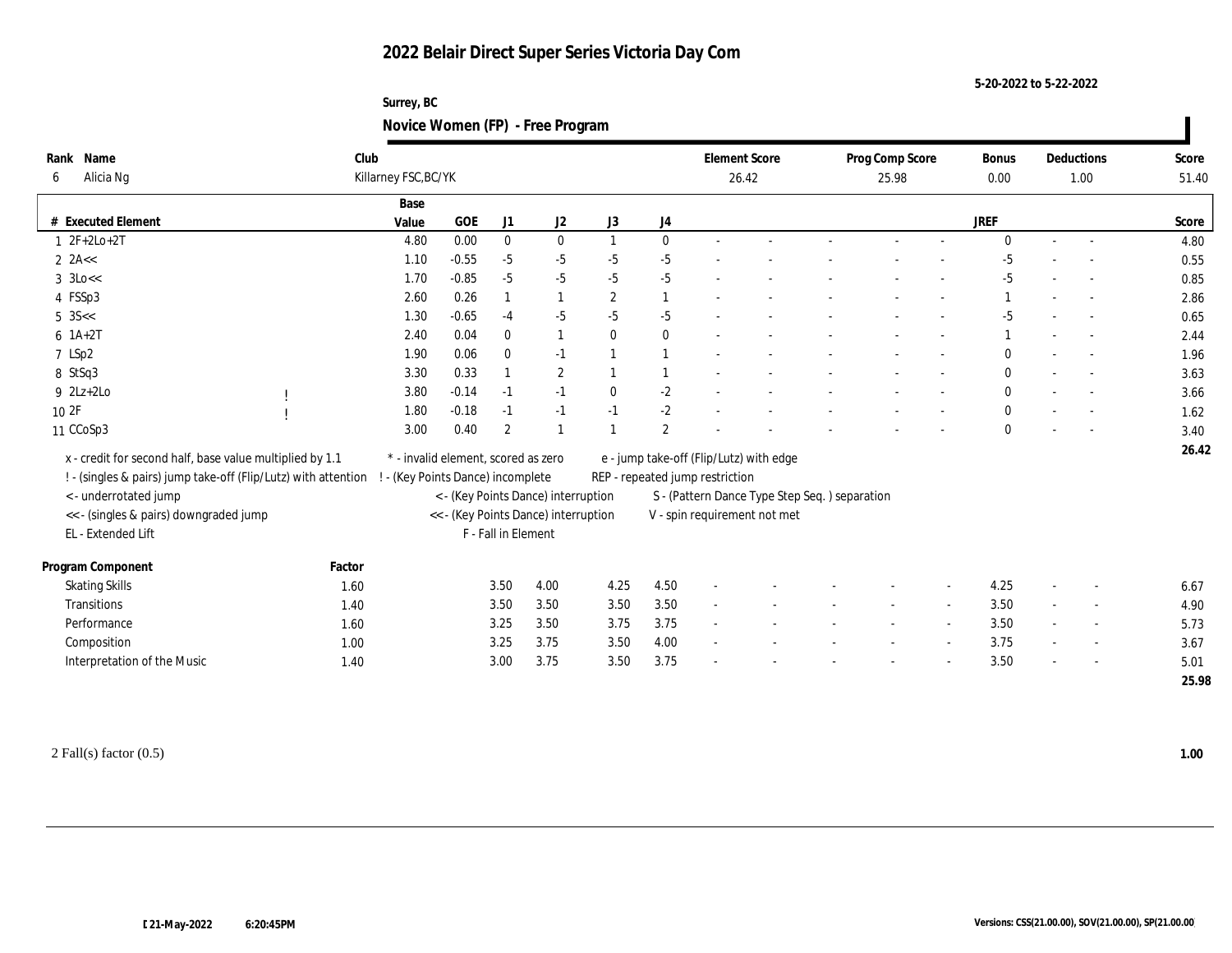# 2022 Belair Direct Super Series Victoria Day Com

5-20-2022 to 5-22-2022

Surrey, BC

## Novice Women (FP) - Free Program

| Rank | Name | Club | Element Score | Prog Comp Score | Bonus | Deductions | Score |
|---|---|---|---|---|---|---|---|
| 6 | Alicia Ng | Killarney FSC,BC/YK | 26.42 | 25.98 | 0.00 | 1.00 | 51.40 |

| # | Executed Element | | Base Value | GOE | J1 | J2 | J3 | J4 | | | | | | JREF | | | Score |
|---|---|---|---|---|---|---|---|---|---|---|---|---|---|---|---|---|---|
| 1 | 2F+2Lo+2T | | 4.80 | 0.00 | 0 | 0 | 1 | 0 | - | - | - | - | - | 0 | - | - | 4.80 |
| 2 | 2A<< | | 1.10 | -0.55 | -5 | -5 | -5 | -5 | - | - | - | - | - | -5 | - | - | 0.55 |
| 3 | 3Lo<< | | 1.70 | -0.85 | -5 | -5 | -5 | -5 | - | - | - | - | - | -5 | - | - | 0.85 |
| 4 | FSSp3 | | 2.60 | 0.26 | 1 | 1 | 2 | 1 | - | - | - | - | - | 1 | - | - | 2.86 |
| 5 | 3S<< | | 1.30 | -0.65 | -4 | -5 | -5 | -5 | - | - | - | - | - | -5 | - | - | 0.65 |
| 6 | 1A+2T | | 2.40 | 0.04 | 0 | 1 | 0 | 0 | - | - | - | - | - | 1 | - | - | 2.44 |
| 7 | LSp2 | | 1.90 | 0.06 | 0 | -1 | 1 | 1 | - | - | - | - | - | 0 | - | - | 1.96 |
| 8 | StSq3 | | 3.30 | 0.33 | 1 | 2 | 1 | 1 | - | - | - | - | - | 0 | - | - | 3.63 |
| 9 | 2Lz+2Lo | ! | 3.80 | -0.14 | -1 | -1 | 0 | -2 | - | - | - | - | - | 0 | - | - | 3.66 |
| 10 | 2F | ! | 1.80 | -0.18 | -1 | -1 | -1 | -2 | - | - | - | - | - | 0 | - | - | 1.62 |
| 11 | CCoSp3 | | 3.00 | 0.40 | 2 | 1 | 1 | 2 | - | - | - | - | - | 0 | - | - | 3.40 |
| | | | | | | | | | | | | | | | | | 26.42 |

x - credit for second half, base value multiplied by 1.1
! - (singles & pairs) jump take-off (Flip/Lutz) with attention
< - underrotated jump
<< - (singles & pairs) downgraded jump
EL - Extended Lift
\* - invalid element, scored as zero
! - (Key Points Dance) incomplete
< - (Key Points Dance) interruption
<< - (Key Points Dance) interruption
F - Fall in Element
e - jump take-off (Flip/Lutz) with edge
REP - repeated jump restriction
S - (Pattern Dance Type Step Seq. ) separation
V - spin requirement not met

| Program Component | Factor | J1 | J2 | J3 | J4 | | | | | | JREF | | | Score |
|---|---|---|---|---|---|---|---|---|---|---|---|---|---|---|
| Skating Skills | 1.60 | 3.50 | 4.00 | 4.25 | 4.50 | - | - | - | - | - | 4.25 | - | - | 6.67 |
| Transitions | 1.40 | 3.50 | 3.50 | 3.50 | 3.50 | - | - | - | - | - | 3.50 | - | - | 4.90 |
| Performance | 1.60 | 3.25 | 3.50 | 3.75 | 3.75 | - | - | - | - | - | 3.50 | - | - | 5.73 |
| Composition | 1.00 | 3.25 | 3.75 | 3.50 | 4.00 | - | - | - | - | - | 3.75 | - | - | 3.67 |
| Interpretation of the Music | 1.40 | 3.00 | 3.75 | 3.50 | 3.75 | - | - | - | - | - | 3.50 | - | - | 5.01 |
| | | | | | | | | | | | | | | 25.98 |

2 Fall(s) factor (0.5) **1.00**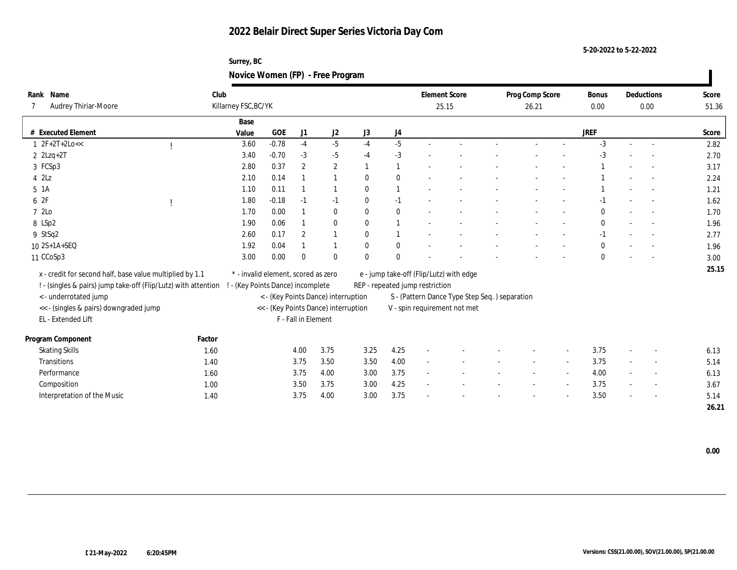# 2022 Belair Direct Super Series Victoria Day Com

5-20-2022 to 5-22-2022

Surrey, BC

## Novice Women (FP) - Free Program

| Rank | Name | Club | Element Score | Prog Comp Score | Bonus | Deductions | Score |
|---|---|---|---|---|---|---|---|
| 7 | Audrey Thiriar-Moore | Killarney FSC,BC/YK | 25.15 | 26.21 | 0.00 | 0.00 | 51.36 |

| # | Executed Element | | Base Value | GOE | J1 | J2 | J3 | J4 | | | | | | JREF | | | Score |
|---|---|---|---|---|---|---|---|---|---|---|---|---|---|---|---|---|---|
| 1 | 2F+2T+2Lo<< | ! | 3.60 | -0.78 | -4 | -5 | -4 | -5 | - | - | - | - | - | -3 | - | - | 2.82 |
| 2 | 2Lzq+2T | | 3.40 | -0.70 | -3 | -5 | -4 | -3 | - | - | - | - | - | -3 | - | - | 2.70 |
| 3 | FCSp3 | | 2.80 | 0.37 | 2 | 2 | 1 | 1 | - | - | - | - | - | 1 | - | - | 3.17 |
| 4 | 2Lz | | 2.10 | 0.14 | 1 | 1 | 0 | 0 | - | - | - | - | - | 1 | - | - | 2.24 |
| 5 | 1A | | 1.10 | 0.11 | 1 | 1 | 0 | 1 | - | - | - | - | - | 1 | - | - | 1.21 |
| 6 | 2F | ! | 1.80 | -0.18 | -1 | -1 | 0 | -1 | - | - | - | - | - | -1 | - | - | 1.62 |
| 7 | 2Lo | | 1.70 | 0.00 | 1 | 0 | 0 | 0 | - | - | - | - | - | 0 | - | - | 1.70 |
| 8 | LSp2 | | 1.90 | 0.06 | 1 | 0 | 0 | 1 | - | - | - | - | - | 0 | - | - | 1.96 |
| 9 | StSq2 | | 2.60 | 0.17 | 2 | 1 | 0 | 1 | - | - | - | - | - | -1 | - | - | 2.77 |
| 10 | 2S+1A+SEQ | | 1.92 | 0.04 | 1 | 1 | 0 | 0 | - | - | - | - | - | 0 | - | - | 1.96 |
| 11 | CCoSp3 | | 3.00 | 0.00 | 0 | 0 | 0 | 0 | - | - | - | - | - | 0 | - | - | 3.00 |
| | | | | | | | | | | | | | | | | | 25.15 |

x - credit for second half, base value multiplied by 1.1
! - (singles & pairs) jump take-off (Flip/Lutz) with attention
< - underrotated jump
<< - (singles & pairs) downgraded jump
EL - Extended Lift
\* - invalid element, scored as zero
! - (Key Points Dance) incomplete
< - (Key Points Dance) interruption
<< - (Key Points Dance) interruption
F - Fall in Element
e - jump take-off (Flip/Lutz) with edge
REP - repeated jump restriction
S - (Pattern Dance Type Step Seq. ) separation
V - spin requirement not met

| Program Component | Factor | J1 | J2 | J3 | J4 | | | | | | JREF | | | Score |
|---|---|---|---|---|---|---|---|---|---|---|---|---|---|---|
| Skating Skills | 1.60 | 4.00 | 3.75 | 3.25 | 4.25 | - | - | - | - | - | 3.75 | - | - | 6.13 |
| Transitions | 1.40 | 3.75 | 3.50 | 3.50 | 4.00 | - | - | - | - | - | 3.75 | - | - | 5.14 |
| Performance | 1.60 | 3.75 | 4.00 | 3.00 | 3.75 | - | - | - | - | - | 4.00 | - | - | 6.13 |
| Composition | 1.00 | 3.50 | 3.75 | 3.00 | 4.25 | - | - | - | - | - | 3.75 | - | - | 3.67 |
| Interpretation of the Music | 1.40 | 3.75 | 4.00 | 3.00 | 3.75 | - | - | - | - | - | 3.50 | - | - | 5.14 |
| | | | | | | | | | | | | | | 26.21 |

0.00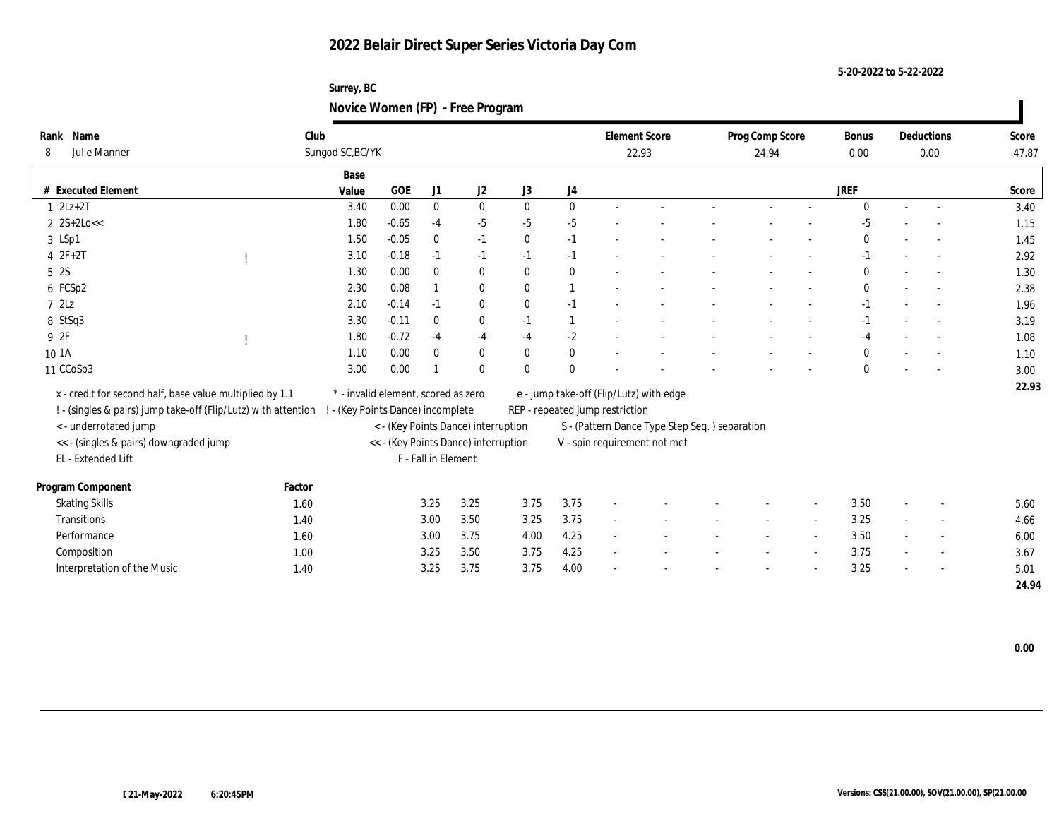# 2022 Belair Direct Super Series Victoria Day Com

5-20-2022 to 5-22-2022

Surrey, BC

## Novice Women (FP) - Free Program

| Rank | Name | Club | Element Score | Prog Comp Score | Bonus | Deductions | Score |
|---|---|---|---|---|---|---|---|
| 8 | Julie Manner | Sungod SC,BC/YK | 22.93 | 24.94 | 0.00 | 0.00 | 47.87 |

| # | Executed Element | | Base Value | GOE | J1 | J2 | J3 | J4 | | | | | | | JREF | | | Score |
|---|---|---|---|---|---|---|---|---|---|---|---|---|---|---|---|---|---|---|
| 1 | 2Lz+2T | | 3.40 | 0.00 | 0 | 0 | 0 | 0 | - | - | - | - | - | | 0 | - | - | 3.40 |
| 2 | 2S+2Lo<< | | 1.80 | -0.65 | -4 | -5 | -5 | -5 | - | - | - | - | - | | -5 | - | - | 1.15 |
| 3 | LSp1 | | 1.50 | -0.05 | 0 | -1 | 0 | -1 | - | - | - | - | - | | 0 | - | - | 1.45 |
| 4 | 2F+2T | ! | 3.10 | -0.18 | -1 | -1 | -1 | -1 | - | - | - | - | - | | -1 | - | - | 2.92 |
| 5 | 2S | | 1.30 | 0.00 | 0 | 0 | 0 | 0 | - | - | - | - | - | | 0 | - | - | 1.30 |
| 6 | FCSp2 | | 2.30 | 0.08 | 1 | 0 | 0 | 1 | - | - | - | - | - | | 0 | - | - | 2.38 |
| 7 | 2Lz | | 2.10 | -0.14 | -1 | 0 | 0 | -1 | - | - | - | - | - | | -1 | - | - | 1.96 |
| 8 | StSq3 | | 3.30 | -0.11 | 0 | 0 | -1 | 1 | - | - | - | - | - | | -1 | - | - | 3.19 |
| 9 | 2F | ! | 1.80 | -0.72 | -4 | -4 | -4 | -2 | - | - | - | - | - | | -4 | - | - | 1.08 |
| 10 | 1A | | 1.10 | 0.00 | 0 | 0 | 0 | 0 | - | - | - | - | - | | 0 | - | - | 1.10 |
| 11 | CCoSp3 | | 3.00 | 0.00 | 1 | 0 | 0 | 0 | - | - | - | - | - | | 0 | - | - | 3.00 |
| | | | | | | | | | | | | | | | | | | 22.93 |

x - credit for second half, base value multiplied by 1.1
! - (singles & pairs) jump take-off (Flip/Lutz) with attention
< - underrotated jump
<< - (singles & pairs) downgraded jump
EL - Extended Lift
* - invalid element, scored as zero
! - (Key Points Dance) incomplete
< - (Key Points Dance) interruption
<< - (Key Points Dance) interruption
F - Fall in Element
e - jump take-off (Flip/Lutz) with edge
REP - repeated jump restriction
S - (Pattern Dance Type Step Seq. ) separation
V - spin requirement not met

| Program Component | Factor | J1 | J2 | J3 | J4 | | | | | | JREF | | | Score |
|---|---|---|---|---|---|---|---|---|---|---|---|---|---|---|
| Skating Skills | 1.60 | 3.25 | 3.25 | 3.75 | 3.75 | - | - | - | - | - | 3.50 | - | - | 5.60 |
| Transitions | 1.40 | 3.00 | 3.50 | 3.25 | 3.75 | - | - | - | - | - | 3.25 | - | - | 4.66 |
| Performance | 1.60 | 3.00 | 3.75 | 4.00 | 4.25 | - | - | - | - | - | 3.50 | - | - | 6.00 |
| Composition | 1.00 | 3.25 | 3.50 | 3.75 | 4.25 | - | - | - | - | - | 3.75 | - | - | 3.67 |
| Interpretation of the Music | 1.40 | 3.25 | 3.75 | 3.75 | 4.00 | - | - | - | - | - | 3.25 | - | - | 5.01 |
| | | | | | | | | | | | | | | 24.94 |

0.00

21-May-2022 6:20:45PM

Versions: CSS(21.00.00), SOV(21.00.00), SP(21.00.00)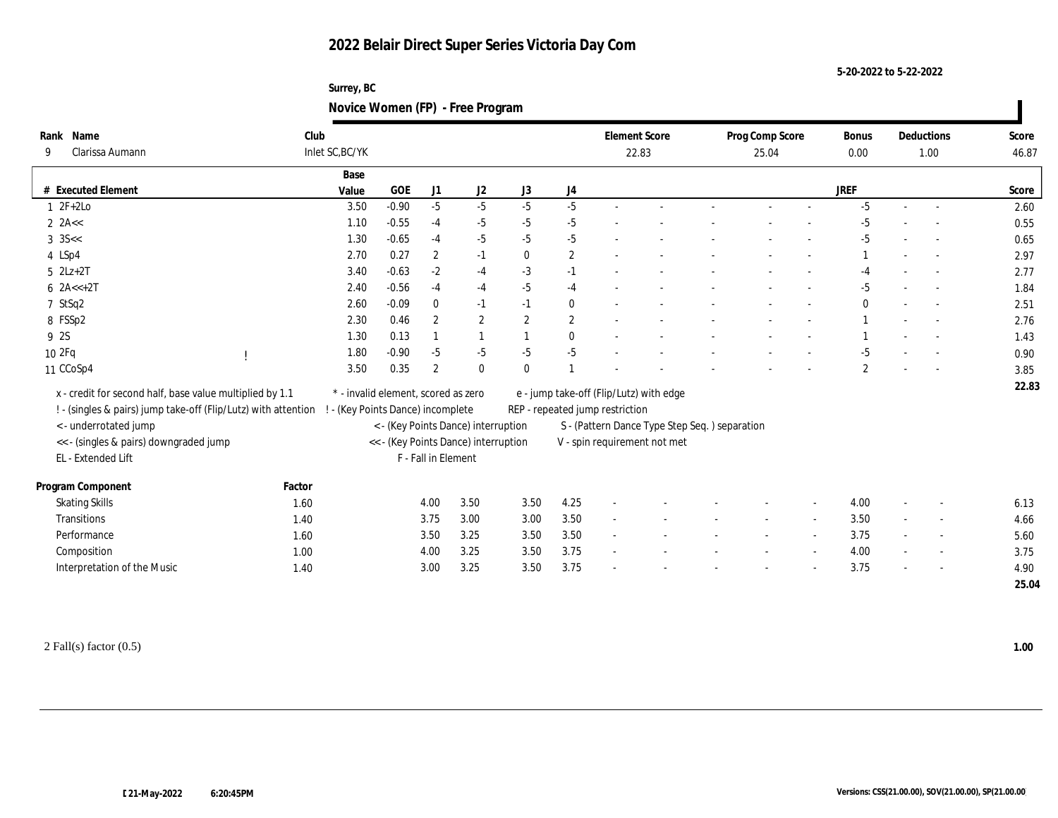# 2022 Belair Direct Super Series Victoria Day Com

5-20-2022 to 5-22-2022

Surrey, BC

## Novice Women (FP) - Free Program

| Rank | Name | Club | Element Score | Prog Comp Score | Bonus | Deductions | Score |
|---|---|---|---|---|---|---|---|
| 9 | Clarissa Aumann | Inlet SC,BC/YK | 22.83 | 25.04 | 0.00 | 1.00 | 46.87 |

| # | Executed Element | | Base Value | GOE | J1 | J2 | J3 | J4 | | | | | | | JREF | | | Score |
|---|---|---|---|---|---|---|---|---|---|---|---|---|---|---|---|---|---|---|
| 1 | 2F+2Lo | | 3.50 | -0.90 | -5 | -5 | -5 | -5 | - | - | - | - | - | - | -5 | - | - | 2.60 |
| 2 | 2A<< | | 1.10 | -0.55 | -4 | -5 | -5 | -5 | - | - | - | - | - | - | -5 | - | - | 0.55 |
| 3 | 3S<< | | 1.30 | -0.65 | -4 | -5 | -5 | -5 | - | - | - | - | - | - | -5 | - | - | 0.65 |
| 4 | LSp4 | | 2.70 | 0.27 | 2 | -1 | 0 | 2 | - | - | - | - | - | - | 1 | - | - | 2.97 |
| 5 | 2Lz+2T | | 3.40 | -0.63 | -2 | -4 | -3 | -1 | - | - | - | - | - | - | -4 | - | - | 2.77 |
| 6 | 2A<<+2T | | 2.40 | -0.56 | -4 | -4 | -5 | -4 | - | - | - | - | - | - | -5 | - | - | 1.84 |
| 7 | StSq2 | | 2.60 | -0.09 | 0 | -1 | -1 | 0 | - | - | - | - | - | - | 0 | - | - | 2.51 |
| 8 | FSSp2 | | 2.30 | 0.46 | 2 | 2 | 2 | 2 | - | - | - | - | - | - | 1 | - | - | 2.76 |
| 9 | 2S | | 1.30 | 0.13 | 1 | 1 | 1 | 0 | - | - | - | - | - | - | 1 | - | - | 1.43 |
| 10 | 2Fq | ! | 1.80 | -0.90 | -5 | -5 | -5 | -5 | - | - | - | - | - | - | -5 | - | - | 0.90 |
| 11 | CCoSp4 | | 3.50 | 0.35 | 2 | 0 | 0 | 1 | - | - | - | - | - | - | 2 | - | - | 3.85 |
| | | | | | | | | | | | | | | | | | | 22.83 |

x - credit for second half, base value multiplied by 1.1
! - (singles & pairs) jump take-off (Flip/Lutz) with attention
< - underrotated jump
<< - (singles & pairs) downgraded jump
EL - Extended Lift
* - invalid element, scored as zero
! - (Key Points Dance) incomplete
< - (Key Points Dance) interruption
<< - (Key Points Dance) interruption
F - Fall in Element
e - jump take-off (Flip/Lutz) with edge
REP - repeated jump restriction
S - (Pattern Dance Type Step Seq. ) separation
V - spin requirement not met

| Program Component | Factor | J1 | J2 | J3 | J4 | | | | | | | JREF | | | Score |
|---|---|---|---|---|---|---|---|---|---|---|---|---|---|---|---|
| Skating Skills | 1.60 | 4.00 | 3.50 | 3.50 | 4.25 | - | - | - | - | - | - | 4.00 | - | - | 6.13 |
| Transitions | 1.40 | 3.75 | 3.00 | 3.00 | 3.50 | - | - | - | - | - | - | 3.50 | - | - | 4.66 |
| Performance | 1.60 | 3.50 | 3.25 | 3.50 | 3.50 | - | - | - | - | - | - | 3.75 | - | - | 5.60 |
| Composition | 1.00 | 4.00 | 3.25 | 3.50 | 3.75 | - | - | - | - | - | - | 4.00 | - | - | 3.75 |
| Interpretation of the Music | 1.40 | 3.00 | 3.25 | 3.50 | 3.75 | - | - | - | - | - | - | 3.75 | - | - | 4.90 |
| | | | | | | | | | | | | | | | 25.04 |

2 Fall(s) factor (0.5) **1.00**

21-May-2022 6:20:45PM

Versions: CSS(21.00.00), SOV(21.00.00), SP(21.00.00)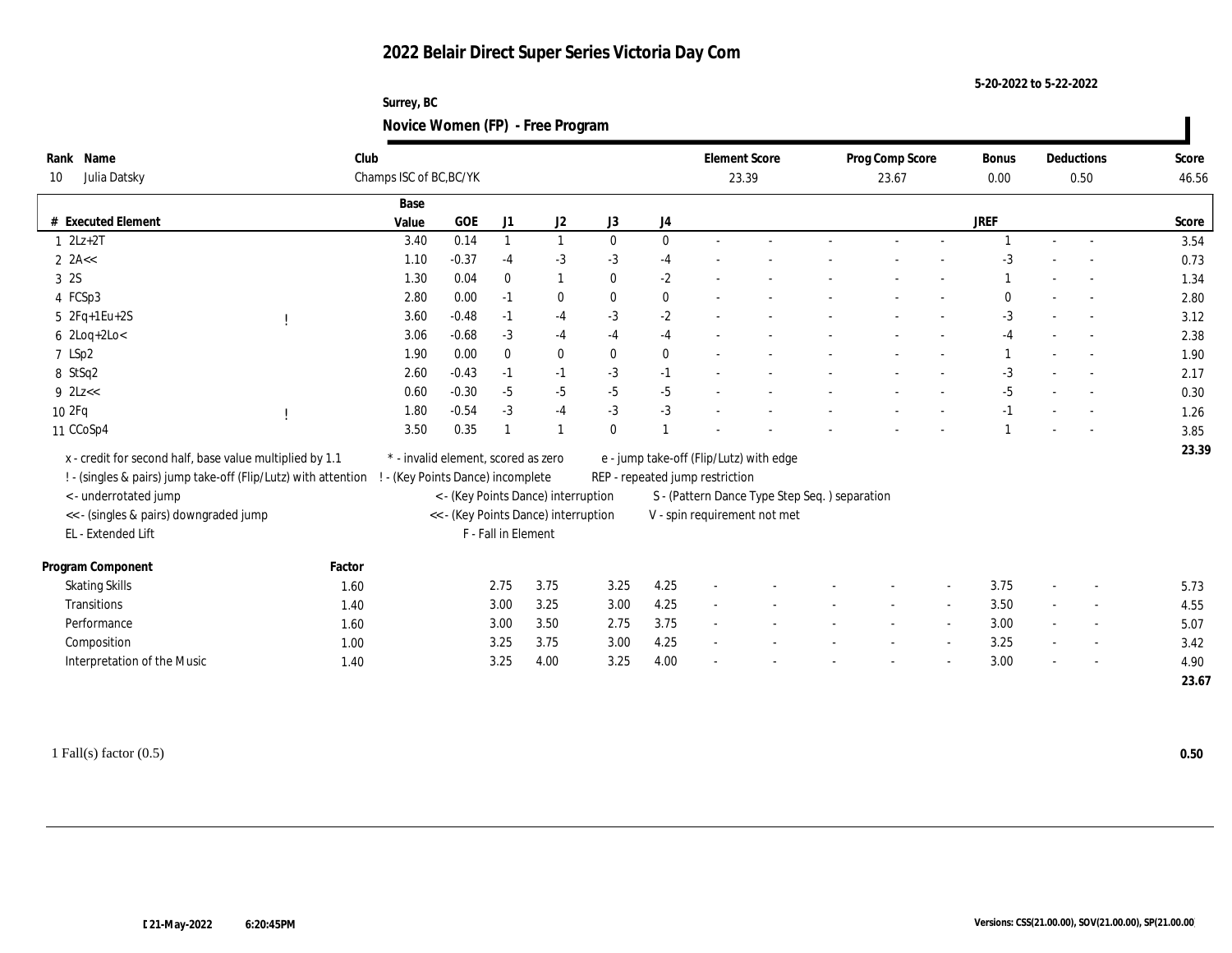# 2022 Belair Direct Super Series Victoria Day Com

5-20-2022 to 5-22-2022

Surrey, BC

## Novice Women (FP) - Free Program

| Rank | Name | Club | Element Score | Prog Comp Score | Bonus | Deductions | Score |
|---|---|---|---|---|---|---|---|
| 10 | Julia Datsky | Champs ISC of BC,BC/YK | 23.39 | 23.67 | 0.00 | 0.50 | 46.56 |

| # | Executed Element | | Base Value | GOE | J1 | J2 | J3 | J4 | | | | | | | JREF | | | Score |
|---|---|---|---|---|---|---|---|---|---|---|---|---|---|---|---|---|---|---|
| 1 | 2Lz+2T | | 3.40 | 0.14 | 1 | 1 | 0 | 0 | - | - | - | - | - | - | 1 | - | - | 3.54 |
| 2 | 2A<< | | 1.10 | -0.37 | -4 | -3 | -3 | -4 | - | - | - | - | - | - | -3 | - | - | 0.73 |
| 3 | 2S | | 1.30 | 0.04 | 0 | 1 | 0 | -2 | - | - | - | - | - | - | 1 | - | - | 1.34 |
| 4 | FCSp3 | | 2.80 | 0.00 | -1 | 0 | 0 | 0 | - | - | - | - | - | - | 0 | - | - | 2.80 |
| 5 | 2Fq+1Eu+2S | ! | 3.60 | -0.48 | -1 | -4 | -3 | -2 | - | - | - | - | - | - | -3 | - | - | 3.12 |
| 6 | 2Loq+2Lo< | | 3.06 | -0.68 | -3 | -4 | -4 | -4 | - | - | - | - | - | - | -4 | - | - | 2.38 |
| 7 | LSp2 | | 1.90 | 0.00 | 0 | 0 | 0 | 0 | - | - | - | - | - | - | 1 | - | - | 1.90 |
| 8 | StSq2 | | 2.60 | -0.43 | -1 | -1 | -3 | -1 | - | - | - | - | - | - | -3 | - | - | 2.17 |
| 9 | 2Lz<< | | 0.60 | -0.30 | -5 | -5 | -5 | -5 | - | - | - | - | - | - | -5 | - | - | 0.30 |
| 10 | 2Fq | ! | 1.80 | -0.54 | -3 | -4 | -3 | -3 | - | - | - | - | - | - | -1 | - | - | 1.26 |
| 11 | CCoSp4 | | 3.50 | 0.35 | 1 | 1 | 0 | 1 | - | - | - | - | - | - | 1 | - | - | 3.85 |
| | | | | | | | | | | | | | | | | | | 23.39 |

x - credit for second half, base value multiplied by 1.1
! - (singles & pairs) jump take-off (Flip/Lutz) with attention
< - underrotated jump
<< - (singles & pairs) downgraded jump
EL - Extended Lift
\* - invalid element, scored as zero
! - (Key Points Dance) incomplete
< - (Key Points Dance) interruption
<< - (Key Points Dance) interruption
F - Fall in Element
e - jump take-off (Flip/Lutz) with edge
REP - repeated jump restriction
S - (Pattern Dance Type Step Seq. ) separation
V - spin requirement not met

| Program Component | Factor | J1 | J2 | J3 | J4 | | | | | | | JREF | | | Score |
|---|---|---|---|---|---|---|---|---|---|---|---|---|---|---|---|
| Skating Skills | 1.60 | 2.75 | 3.75 | 3.25 | 4.25 | - | - | - | - | - | - | 3.75 | - | - | 5.73 |
| Transitions | 1.40 | 3.00 | 3.25 | 3.00 | 4.25 | - | - | - | - | - | - | 3.50 | - | - | 4.55 |
| Performance | 1.60 | 3.00 | 3.50 | 2.75 | 3.75 | - | - | - | - | - | - | 3.00 | - | - | 5.07 |
| Composition | 1.00 | 3.25 | 3.75 | 3.00 | 4.25 | - | - | - | - | - | - | 3.25 | - | - | 3.42 |
| Interpretation of the Music | 1.40 | 3.25 | 4.00 | 3.25 | 4.00 | - | - | - | - | - | - | 3.00 | - | - | 4.90 |
| | | | | | | | | | | | | | | | 23.67 |

1 Fall(s) factor (0.5) **0.50**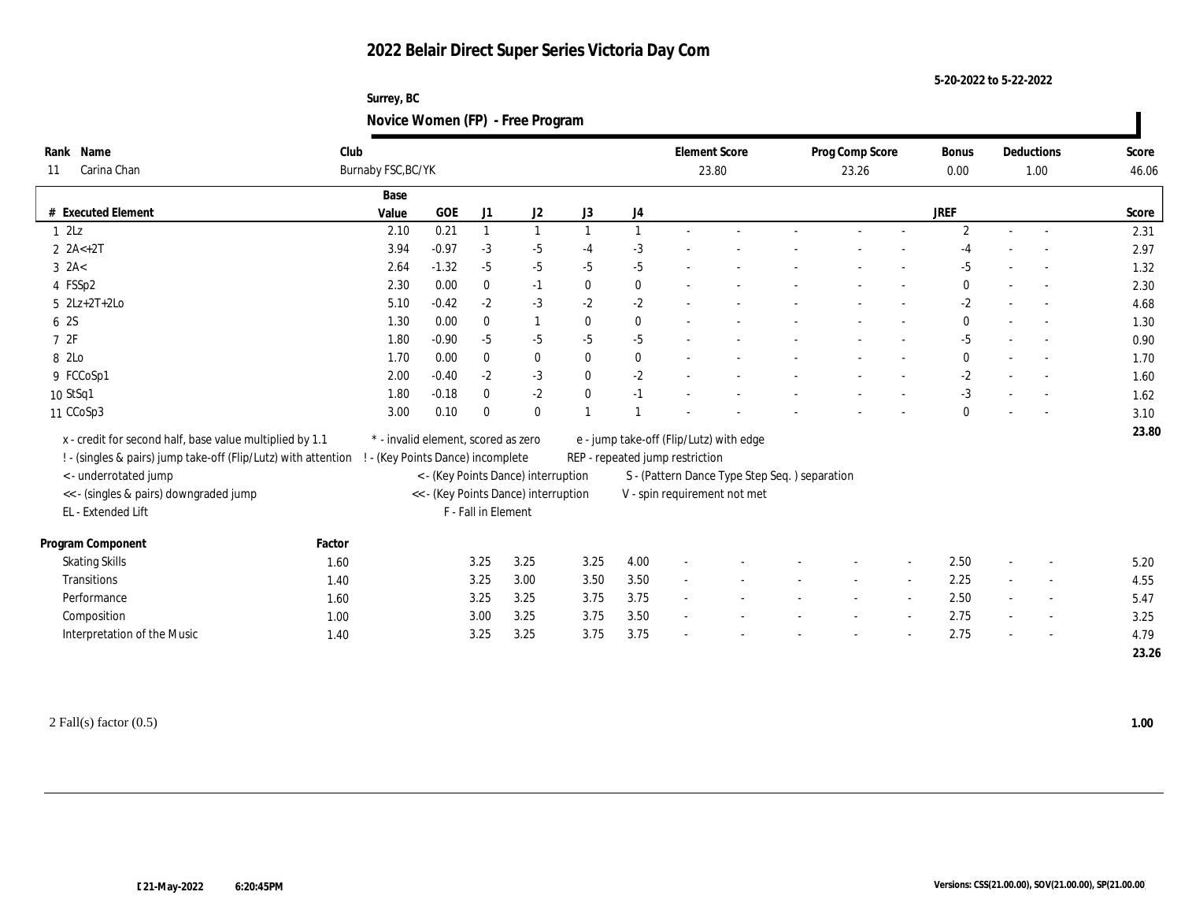# 2022 Belair Direct Super Series Victoria Day Com

5-20-2022 to 5-22-2022

Surrey, BC

## Novice Women (FP) - Free Program

| Rank | Name | Club | Element Score | Prog Comp Score | Bonus | Deductions | Score |
|---|---|---|---|---|---|---|---|
| 11 | Carina Chan | Burnaby FSC,BC/YK | 23.80 | 23.26 | 0.00 | 1.00 | 46.06 |

| # | Executed Element | Base Value | GOE | J1 | J2 | J3 | J4 | | | | | | | JREF | | | Score |
|---|---|---|---|---|---|---|---|---|---|---|---|---|---|---|---|---|---|
| 1 | 2Lz | 2.10 | 0.21 | 1 | 1 | 1 | 1 | - | - | - | - | - | - | 2 | - | - | 2.31 |
| 2 | 2A<+2T | 3.94 | -0.97 | -3 | -5 | -4 | -3 | - | - | - | - | - | - | -4 | - | - | 2.97 |
| 3 | 2A< | 2.64 | -1.32 | -5 | -5 | -5 | -5 | - | - | - | - | - | - | -5 | - | - | 1.32 |
| 4 | FSSp2 | 2.30 | 0.00 | 0 | -1 | 0 | 0 | - | - | - | - | - | - | 0 | - | - | 2.30 |
| 5 | 2Lz+2T+2Lo | 5.10 | -0.42 | -2 | -3 | -2 | -2 | - | - | - | - | - | - | -2 | - | - | 4.68 |
| 6 | 2S | 1.30 | 0.00 | 0 | 1 | 0 | 0 | - | - | - | - | - | - | 0 | - | - | 1.30 |
| 7 | 2F | 1.80 | -0.90 | -5 | -5 | -5 | -5 | - | - | - | - | - | - | -5 | - | - | 0.90 |
| 8 | 2Lo | 1.70 | 0.00 | 0 | 0 | 0 | 0 | - | - | - | - | - | - | 0 | - | - | 1.70 |
| 9 | FCCoSp1 | 2.00 | -0.40 | -2 | -3 | 0 | -2 | - | - | - | - | - | - | -2 | - | - | 1.60 |
| 10 | StSq1 | 1.80 | -0.18 | 0 | -2 | 0 | -1 | - | - | - | - | - | - | -3 | - | - | 1.62 |
| 11 | CCoSp3 | 3.00 | 0.10 | 0 | 0 | 1 | 1 | - | - | - | - | - | - | 0 | - | - | 3.10 |
| | | | | | | | | | | | | | | | | | 23.80 |

x - credit for second half, base value multiplied by 1.1
! - (singles & pairs) jump take-off (Flip/Lutz) with attention
< - underrotated jump
<< - (singles & pairs) downgraded jump
EL - Extended Lift
* - invalid element, scored as zero
! - (Key Points Dance) incomplete
< - (Key Points Dance) interruption
<< - (Key Points Dance) interruption
F - Fall in Element
e - jump take-off (Flip/Lutz) with edge
REP - repeated jump restriction
S - (Pattern Dance Type Step Seq. ) separation
V - spin requirement not met

| Program Component | Factor | J1 | J2 | J3 | J4 | | | | | | | JREF | | | Score |
|---|---|---|---|---|---|---|---|---|---|---|---|---|---|---|---|
| Skating Skills | 1.60 | 3.25 | 3.25 | 3.25 | 4.00 | - | - | - | - | - | - | 2.50 | - | - | 5.20 |
| Transitions | 1.40 | 3.25 | 3.00 | 3.50 | 3.50 | - | - | - | - | - | - | 2.25 | - | - | 4.55 |
| Performance | 1.60 | 3.25 | 3.25 | 3.75 | 3.75 | - | - | - | - | - | - | 2.50 | - | - | 5.47 |
| Composition | 1.00 | 3.00 | 3.25 | 3.75 | 3.50 | - | - | - | - | - | - | 2.75 | - | - | 3.25 |
| Interpretation of the Music | 1.40 | 3.25 | 3.25 | 3.75 | 3.75 | - | - | - | - | - | - | 2.75 | - | - | 4.79 |
| | | | | | | | | | | | | | | | 23.26 |

2 Fall(s) factor (0.5) **1.00**

21-May-2022 6:20:45PM

Versions: CSS(21.00.00), SOV(21.00.00), SP(21.00.00)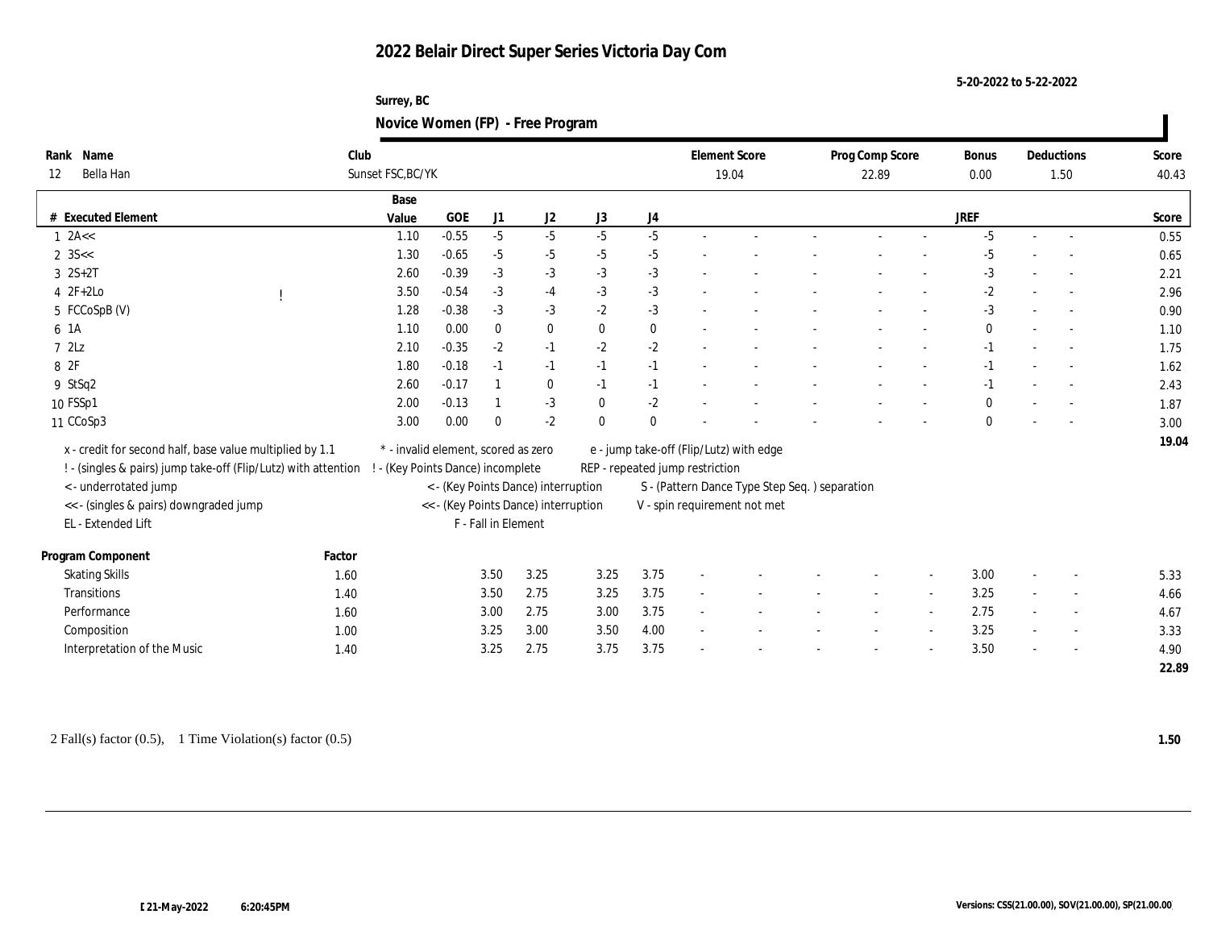# 2022 Belair Direct Super Series Victoria Day Com

5-20-2022 to 5-22-2022

Surrey, BC

## Novice Women (FP) - Free Program

| Rank | Name | Club | Element Score | Prog Comp Score | Bonus | Deductions | Score |
|---|---|---|---|---|---|---|---|
| 12 | Bella Han | Sunset FSC,BC/YK | 19.04 | 22.89 | 0.00 | 1.50 | 40.43 |

| # | Executed Element | | Base Value | GOE | J1 | J2 | J3 | J4 | | | | | | JREF | | | Score |
|---|---|---|---|---|---|---|---|---|---|---|---|---|---|---|---|---|---|
| 1 | 2A<< | | 1.10 | -0.55 | -5 | -5 | -5 | -5 | - | - | - | - | - | -5 | - | - | 0.55 |
| 2 | 3S<< | | 1.30 | -0.65 | -5 | -5 | -5 | -5 | - | - | - | - | - | -5 | - | - | 0.65 |
| 3 | 2S+2T | | 2.60 | -0.39 | -3 | -3 | -3 | -3 | - | - | - | - | - | -3 | - | - | 2.21 |
| 4 | 2F+2Lo | ! | 3.50 | -0.54 | -3 | -4 | -3 | -3 | - | - | - | - | - | -2 | - | - | 2.96 |
| 5 | FCCoSpB (V) | | 1.28 | -0.38 | -3 | -3 | -2 | -3 | - | - | - | - | - | -3 | - | - | 0.90 |
| 6 | 1A | | 1.10 | 0.00 | 0 | 0 | 0 | 0 | - | - | - | - | - | 0 | - | - | 1.10 |
| 7 | 2Lz | | 2.10 | -0.35 | -2 | -1 | -2 | -2 | - | - | - | - | - | -1 | - | - | 1.75 |
| 8 | 2F | | 1.80 | -0.18 | -1 | -1 | -1 | -1 | - | - | - | - | - | -1 | - | - | 1.62 |
| 9 | StSq2 | | 2.60 | -0.17 | 1 | 0 | -1 | -1 | - | - | - | - | - | -1 | - | - | 2.43 |
| 10 | FSSp1 | | 2.00 | -0.13 | 1 | -3 | 0 | -2 | - | - | - | - | - | 0 | - | - | 1.87 |
| 11 | CCoSp3 | | 3.00 | 0.00 | 0 | -2 | 0 | 0 | - | - | - | - | - | 0 | - | - | 3.00 |
| | | | | | | | | | | | | | | | | | 19.04 |

x - credit for second half, base value multiplied by 1.1
! - (singles & pairs) jump take-off (Flip/Lutz) with attention
< - underrotated jump
<< - (singles & pairs) downgraded jump
EL - Extended Lift
* - invalid element, scored as zero
! - (Key Points Dance) incomplete
< - (Key Points Dance) interruption
<< - (Key Points Dance) interruption
F - Fall in Element
e - jump take-off (Flip/Lutz) with edge
REP - repeated jump restriction
S - (Pattern Dance Type Step Seq. ) separation
V - spin requirement not met

| Program Component | Factor | J1 | J2 | J3 | J4 | | | | | | JREF | | | Score |
|---|---|---|---|---|---|---|---|---|---|---|---|---|---|---|
| Skating Skills | 1.60 | 3.50 | 3.25 | 3.25 | 3.75 | - | - | - | - | - | 3.00 | - | - | 5.33 |
| Transitions | 1.40 | 3.50 | 2.75 | 3.25 | 3.75 | - | - | - | - | - | 3.25 | - | - | 4.66 |
| Performance | 1.60 | 3.00 | 2.75 | 3.00 | 3.75 | - | - | - | - | - | 2.75 | - | - | 4.67 |
| Composition | 1.00 | 3.25 | 3.00 | 3.50 | 4.00 | - | - | - | - | - | 3.25 | - | - | 3.33 |
| Interpretation of the Music | 1.40 | 3.25 | 2.75 | 3.75 | 3.75 | - | - | - | - | - | 3.50 | - | - | 4.90 |
| | | | | | | | | | | | | | | 22.89 |

2 Fall(s) factor (0.5), 1 Time Violation(s) factor (0.5) **1.50**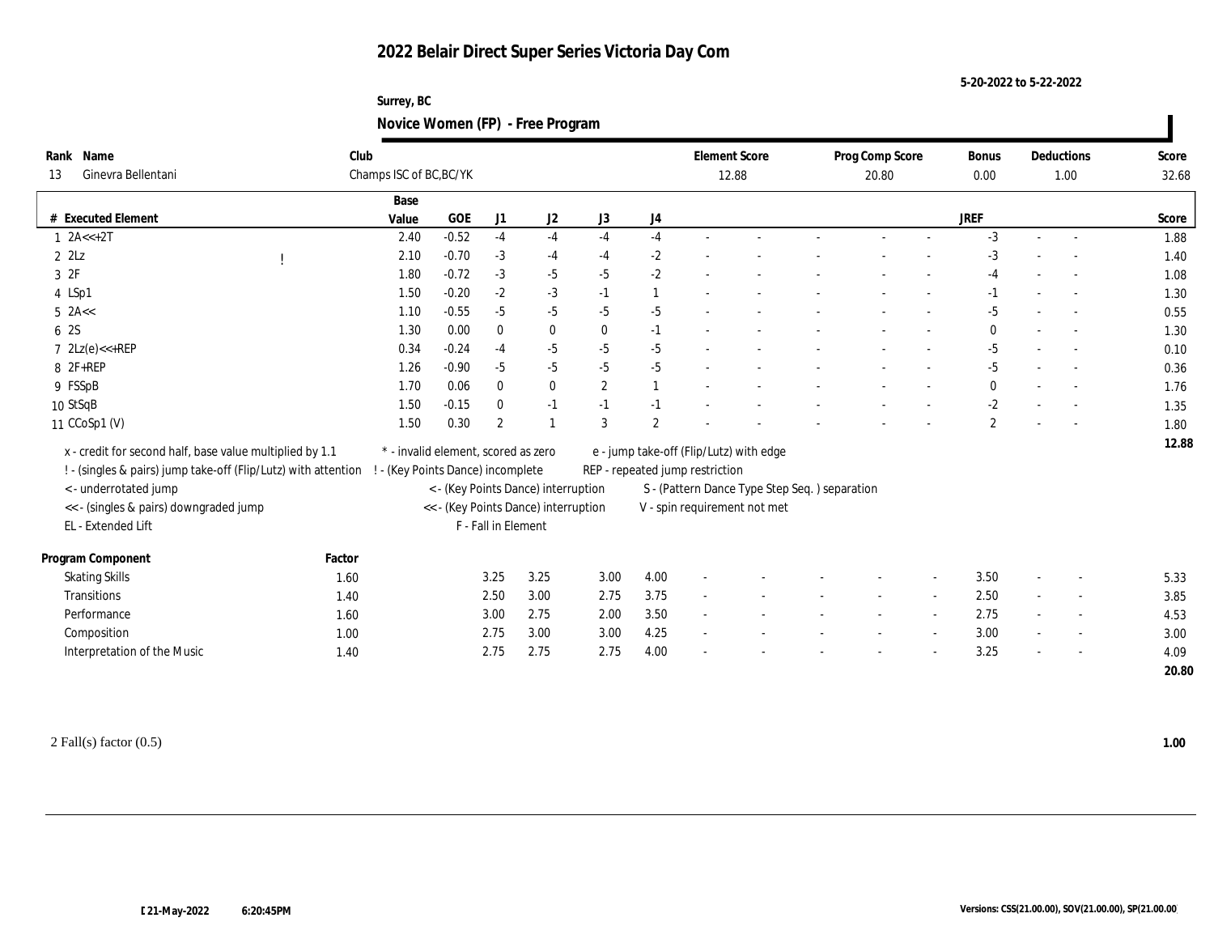# 2022 Belair Direct Super Series Victoria Day Com

5-20-2022 to 5-22-2022

Surrey, BC

## Novice Women (FP) - Free Program

| Rank | Name | Club | Element Score | Prog Comp Score | Bonus | Deductions | Score |
|---|---|---|---|---|---|---|---|
| 13 | Ginevra Bellentani | Champs ISC of BC,BC/YK | 12.88 | 20.80 | 0.00 | 1.00 | 32.68 |

| # | Executed Element | | Base Value | GOE | J1 | J2 | J3 | J4 | | | | | | JREF | | | Score |
|---|---|---|---|---|---|---|---|---|---|---|---|---|---|---|---|---|---|
| 1 | 2A<<+2T | | 2.40 | -0.52 | -4 | -4 | -4 | -4 | - | - | - | - | - | -3 | - | - | 1.88 |
| 2 | 2Lz | ! | 2.10 | -0.70 | -3 | -4 | -4 | -2 | - | - | - | - | - | -3 | - | - | 1.40 |
| 3 | 2F | | 1.80 | -0.72 | -3 | -5 | -5 | -2 | - | - | - | - | - | -4 | - | - | 1.08 |
| 4 | LSp1 | | 1.50 | -0.20 | -2 | -3 | -1 | 1 | - | - | - | - | - | -1 | - | - | 1.30 |
| 5 | 2A<< | | 1.10 | -0.55 | -5 | -5 | -5 | -5 | - | - | - | - | - | -5 | - | - | 0.55 |
| 6 | 2S | | 1.30 | 0.00 | 0 | 0 | 0 | -1 | - | - | - | - | - | 0 | - | - | 1.30 |
| 7 | 2Lz(e)<<+REP | | 0.34 | -0.24 | -4 | -5 | -5 | -5 | - | - | - | - | - | -5 | - | - | 0.10 |
| 8 | 2F+REP | | 1.26 | -0.90 | -5 | -5 | -5 | -5 | - | - | - | - | - | -5 | - | - | 0.36 |
| 9 | FSSpB | | 1.70 | 0.06 | 0 | 0 | 2 | 1 | - | - | - | - | - | 0 | - | - | 1.76 |
| 10 | StSqB | | 1.50 | -0.15 | 0 | -1 | -1 | -1 | - | - | - | - | - | -2 | - | - | 1.35 |
| 11 | CCoSp1 (V) | | 1.50 | 0.30 | 2 | 1 | 3 | 2 | - | - | - | - | - | 2 | - | - | 1.80 |
| | | | | | | | | | | | | | | | | | 12.88 |

x - credit for second half, base value multiplied by 1.1
! - (singles & pairs) jump take-off (Flip/Lutz) with attention
< - underrotated jump
<< - (singles & pairs) downgraded jump
EL - Extended Lift
* - invalid element, scored as zero
! - (Key Points Dance) incomplete
< - (Key Points Dance) interruption
<< - (Key Points Dance) interruption
F - Fall in Element
e - jump take-off (Flip/Lutz) with edge
REP - repeated jump restriction
S - (Pattern Dance Type Step Seq. ) separation
V - spin requirement not met

| Program Component | Factor | J1 | J2 | J3 | J4 | | | | | | JREF | | | Score |
|---|---|---|---|---|---|---|---|---|---|---|---|---|---|---|
| Skating Skills | 1.60 | 3.25 | 3.25 | 3.00 | 4.00 | - | - | - | - | - | 3.50 | - | - | 5.33 |
| Transitions | 1.40 | 2.50 | 3.00 | 2.75 | 3.75 | - | - | - | - | - | 2.50 | - | - | 3.85 |
| Performance | 1.60 | 3.00 | 2.75 | 2.00 | 3.50 | - | - | - | - | - | 2.75 | - | - | 4.53 |
| Composition | 1.00 | 2.75 | 3.00 | 3.00 | 4.25 | - | - | - | - | - | 3.00 | - | - | 3.00 |
| Interpretation of the Music | 1.40 | 2.75 | 2.75 | 2.75 | 4.00 | - | - | - | - | - | 3.25 | - | - | 4.09 |
| | | | | | | | | | | | | | | 20.80 |

2 Fall(s) factor (0.5) **1.00**

21-May-2022 6:20:45PM

Versions: CSS(21.00.00), SOV(21.00.00), SP(21.00.00)